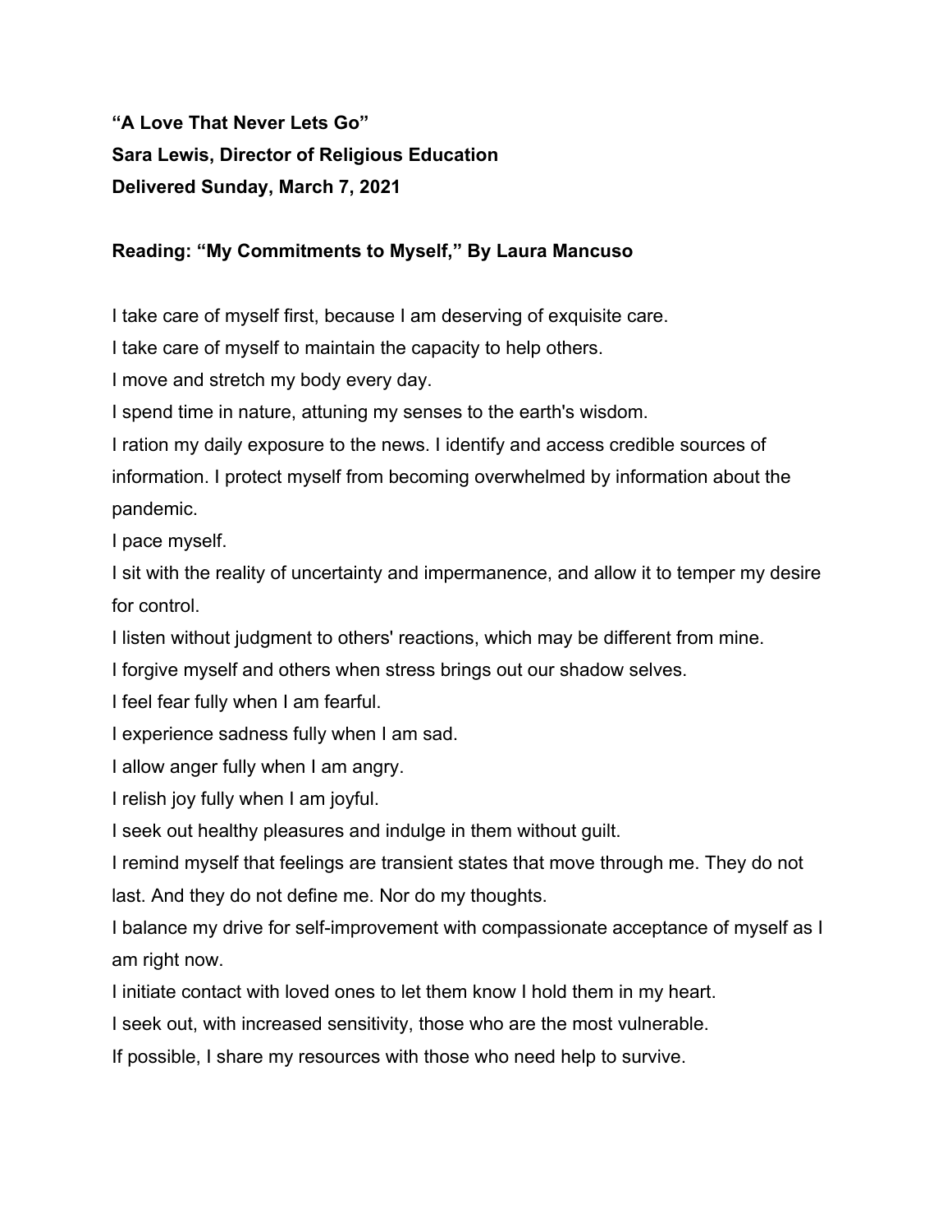**“A Love That Never Lets Go”**

**Sara Lewis, Director of Religious Education**

**Delivered Sunday, March 7, 2021**

**Reading: “My Commitments to Myself,” By Laura Mancuso**

I take care of myself first, because I am deserving of exquisite care.

I take care of myself to maintain the capacity to help others.

I move and stretch my body every day.

I spend time in nature, attuning my senses to the earth's wisdom.

I ration my daily exposure to the news. I identify and access credible sources of information. I protect myself from becoming overwhelmed by information about the pandemic.

I pace myself.

I sit with the reality of uncertainty and impermanence, and allow it to temper my desire for control.

I listen without judgment to others' reactions, which may be different from mine.

I forgive myself and others when stress brings out our shadow selves.

I feel fear fully when I am fearful.

I experience sadness fully when I am sad.

I allow anger fully when I am angry.

I relish joy fully when I am joyful.

I seek out healthy pleasures and indulge in them without guilt.

I remind myself that feelings are transient states that move through me. They do not last. And they do not define me. Nor do my thoughts.

I balance my drive for self-improvement with compassionate acceptance of myself as I am right now.

I initiate contact with loved ones to let them know I hold them in my heart.

I seek out, with increased sensitivity, those who are the most vulnerable.

If possible, I share my resources with those who need help to survive.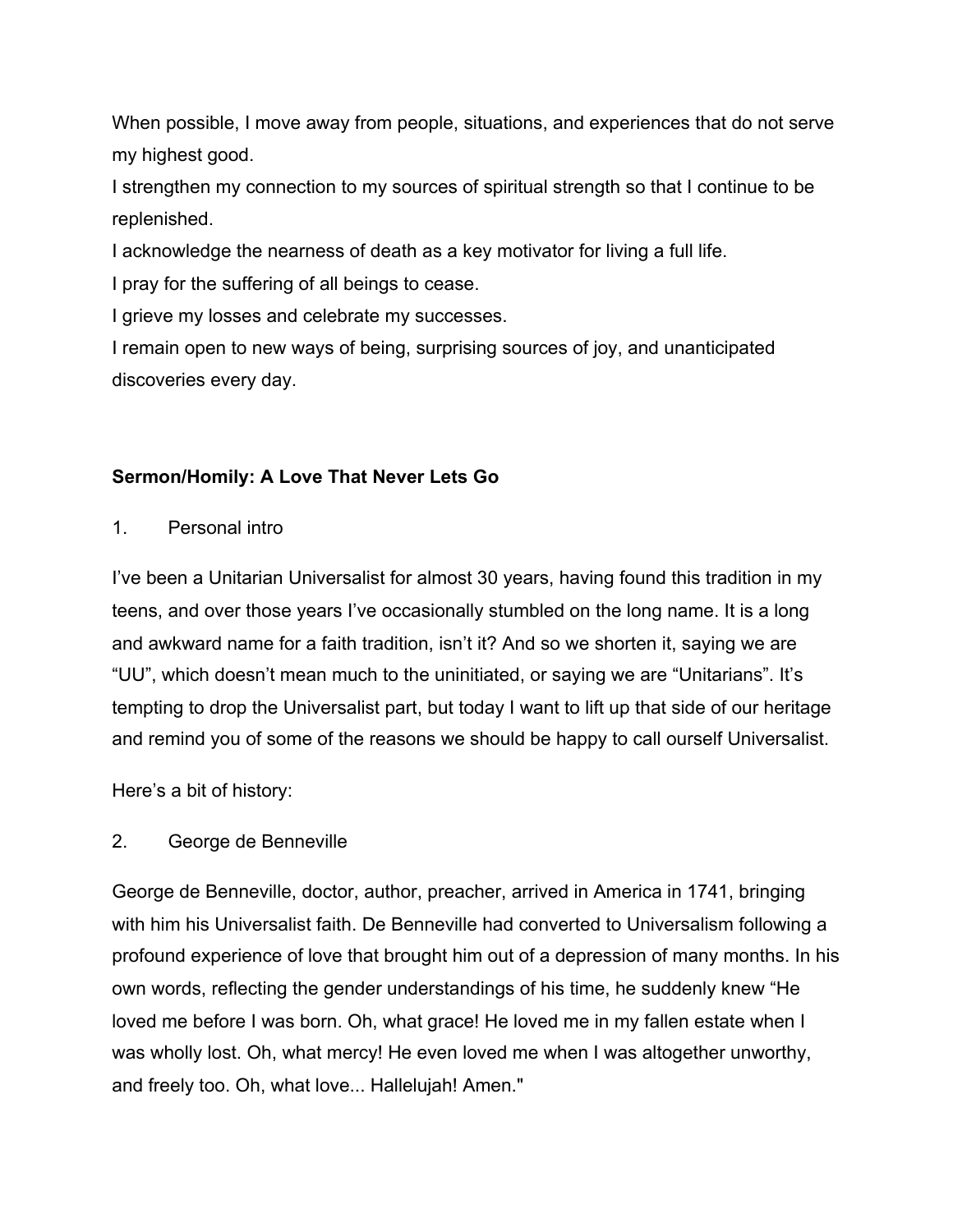When possible, I move away from people, situations, and experiences that do not serve my highest good.
I strengthen my connection to my sources of spiritual strength so that I continue to be replenished.
I acknowledge the nearness of death as a key motivator for living a full life.
I pray for the suffering of all beings to cease.
I grieve my losses and celebrate my successes.
I remain open to new ways of being, surprising sources of joy, and unanticipated discoveries every day.

**Sermon/Homily: A Love That Never Lets Go**

1. Personal intro

I've been a Unitarian Universalist for almost 30 years, having found this tradition in my teens, and over those years I've occasionally stumbled on the long name. It is a long and awkward name for a faith tradition, isn't it? And so we shorten it, saying we are "UU", which doesn't mean much to the uninitiated, or saying we are "Unitarians". It's tempting to drop the Universalist part, but today I want to lift up that side of our heritage and remind you of some of the reasons we should be happy to call ourself Universalist.

Here's a bit of history:

2. George de Benneville

George de Benneville, doctor, author, preacher, arrived in America in 1741, bringing with him his Universalist faith. De Benneville had converted to Universalism following a profound experience of love that brought him out of a depression of many months. In his own words, reflecting the gender understandings of his time, he suddenly knew "He loved me before I was born. Oh, what grace! He loved me in my fallen estate when I was wholly lost. Oh, what mercy! He even loved me when I was altogether unworthy, and freely too. Oh, what love... Hallelujah! Amen."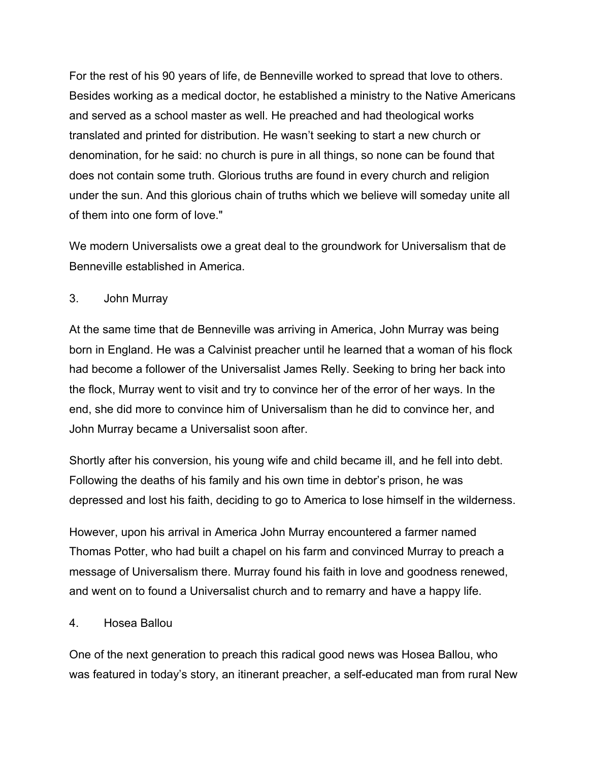For the rest of his 90 years of life, de Benneville worked to spread that love to others. Besides working as a medical doctor, he established a ministry to the Native Americans and served as a school master as well. He preached and had theological works translated and printed for distribution. He wasn't seeking to start a new church or denomination, for he said: no church is pure in all things, so none can be found that does not contain some truth. Glorious truths are found in every church and religion under the sun. And this glorious chain of truths which we believe will someday unite all of them into one form of love."

We modern Universalists owe a great deal to the groundwork for Universalism that de Benneville established in America.

3. John Murray

At the same time that de Benneville was arriving in America, John Murray was being born in England. He was a Calvinist preacher until he learned that a woman of his flock had become a follower of the Universalist James Relly. Seeking to bring her back into the flock, Murray went to visit and try to convince her of the error of her ways. In the end, she did more to convince him of Universalism than he did to convince her, and John Murray became a Universalist soon after.

Shortly after his conversion, his young wife and child became ill, and he fell into debt. Following the deaths of his family and his own time in debtor's prison, he was depressed and lost his faith, deciding to go to America to lose himself in the wilderness.

However, upon his arrival in America John Murray encountered a farmer named Thomas Potter, who had built a chapel on his farm and convinced Murray to preach a message of Universalism there. Murray found his faith in love and goodness renewed, and went on to found a Universalist church and to remarry and have a happy life.

4. Hosea Ballou

One of the next generation to preach this radical good news was Hosea Ballou, who was featured in today's story, an itinerant preacher, a self-educated man from rural New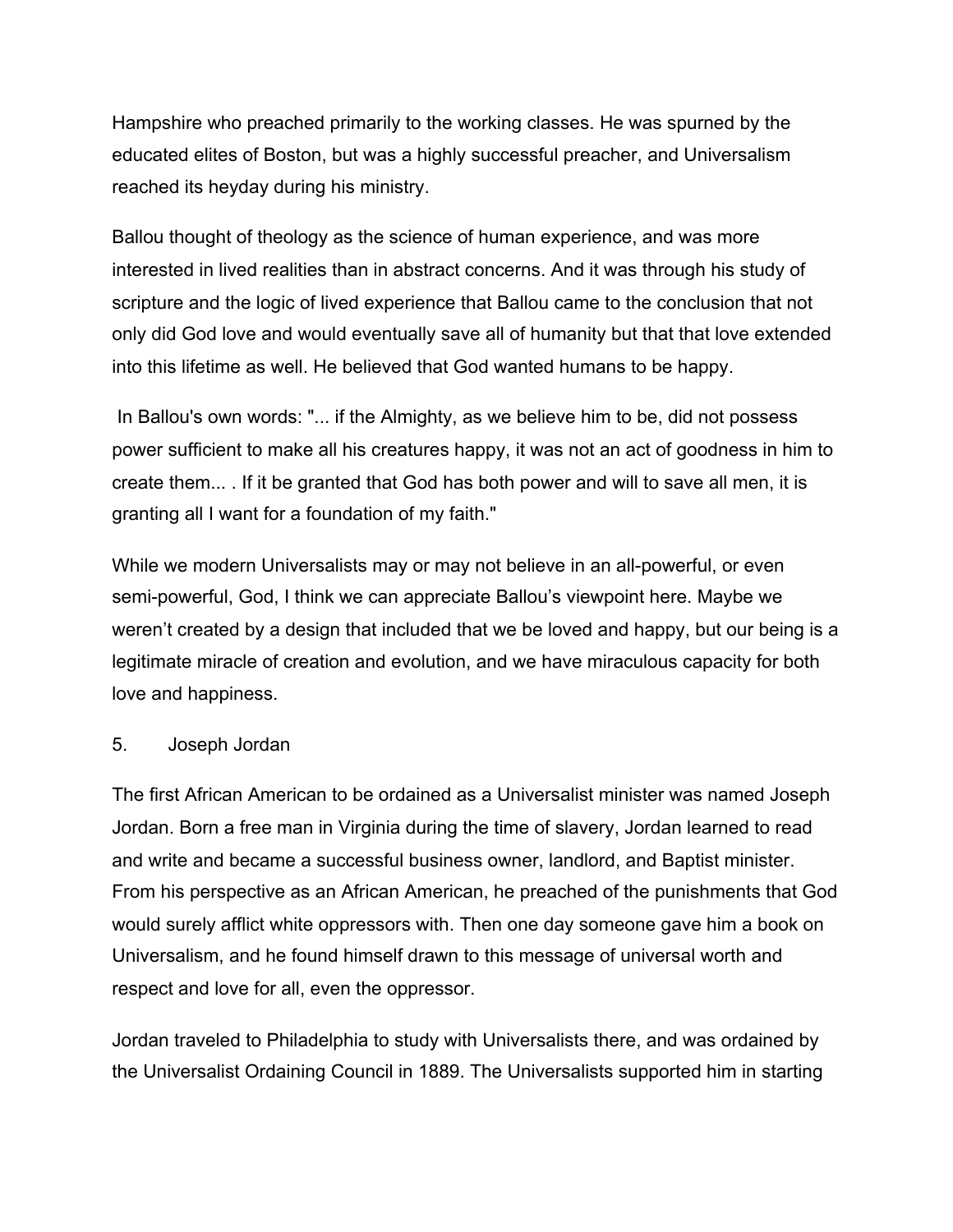Hampshire who preached primarily to the working classes. He was spurned by the educated elites of Boston, but was a highly successful preacher, and Universalism reached its heyday during his ministry.

Ballou thought of theology as the science of human experience, and was more interested in lived realities than in abstract concerns. And it was through his study of scripture and the logic of lived experience that Ballou came to the conclusion that not only did God love and would eventually save all of humanity but that that love extended into this lifetime as well. He believed that God wanted humans to be happy.

In Ballou's own words: "... if the Almighty, as we believe him to be, did not possess power sufficient to make all his creatures happy, it was not an act of goodness in him to create them... . If it be granted that God has both power and will to save all men, it is granting all I want for a foundation of my faith."

While we modern Universalists may or may not believe in an all-powerful, or even semi-powerful, God, I think we can appreciate Ballou's viewpoint here. Maybe we weren't created by a design that included that we be loved and happy, but our being is a legitimate miracle of creation and evolution, and we have miraculous capacity for both love and happiness.

5. Joseph Jordan

The first African American to be ordained as a Universalist minister was named Joseph Jordan. Born a free man in Virginia during the time of slavery, Jordan learned to read and write and became a successful business owner, landlord, and Baptist minister. From his perspective as an African American, he preached of the punishments that God would surely afflict white oppressors with. Then one day someone gave him a book on Universalism, and he found himself drawn to this message of universal worth and respect and love for all, even the oppressor.

Jordan traveled to Philadelphia to study with Universalists there, and was ordained by the Universalist Ordaining Council in 1889. The Universalists supported him in starting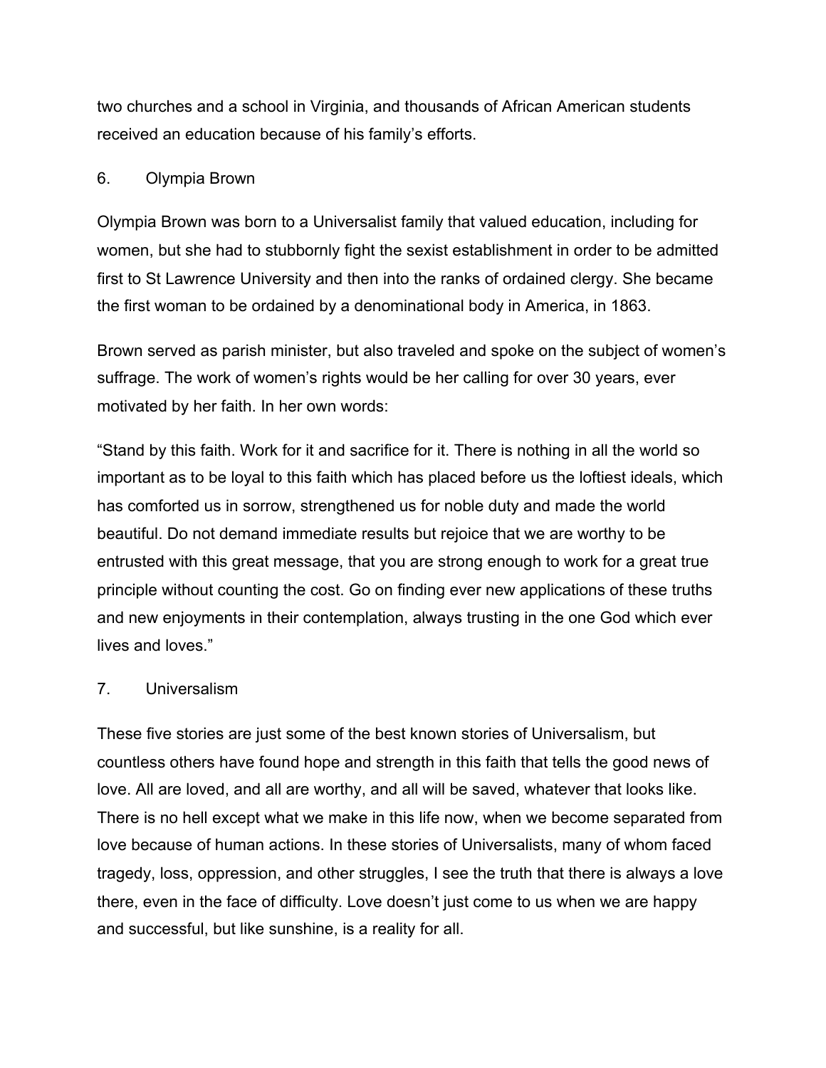two churches and a school in Virginia, and thousands of African American students received an education because of his family's efforts.

## 6. Olympia Brown

Olympia Brown was born to a Universalist family that valued education, including for women, but she had to stubbornly fight the sexist establishment in order to be admitted first to St Lawrence University and then into the ranks of ordained clergy. She became the first woman to be ordained by a denominational body in America, in 1863.

Brown served as parish minister, but also traveled and spoke on the subject of women's suffrage. The work of women's rights would be her calling for over 30 years, ever motivated by her faith. In her own words:

"Stand by this faith. Work for it and sacrifice for it. There is nothing in all the world so important as to be loyal to this faith which has placed before us the loftiest ideals, which has comforted us in sorrow, strengthened us for noble duty and made the world beautiful. Do not demand immediate results but rejoice that we are worthy to be entrusted with this great message, that you are strong enough to work for a great true principle without counting the cost. Go on finding ever new applications of these truths and new enjoyments in their contemplation, always trusting in the one God which ever lives and loves."

## 7. Universalism

These five stories are just some of the best known stories of Universalism, but countless others have found hope and strength in this faith that tells the good news of love. All are loved, and all are worthy, and all will be saved, whatever that looks like. There is no hell except what we make in this life now, when we become separated from love because of human actions. In these stories of Universalists, many of whom faced tragedy, loss, oppression, and other struggles, I see the truth that there is always a love there, even in the face of difficulty. Love doesn't just come to us when we are happy and successful, but like sunshine, is a reality for all.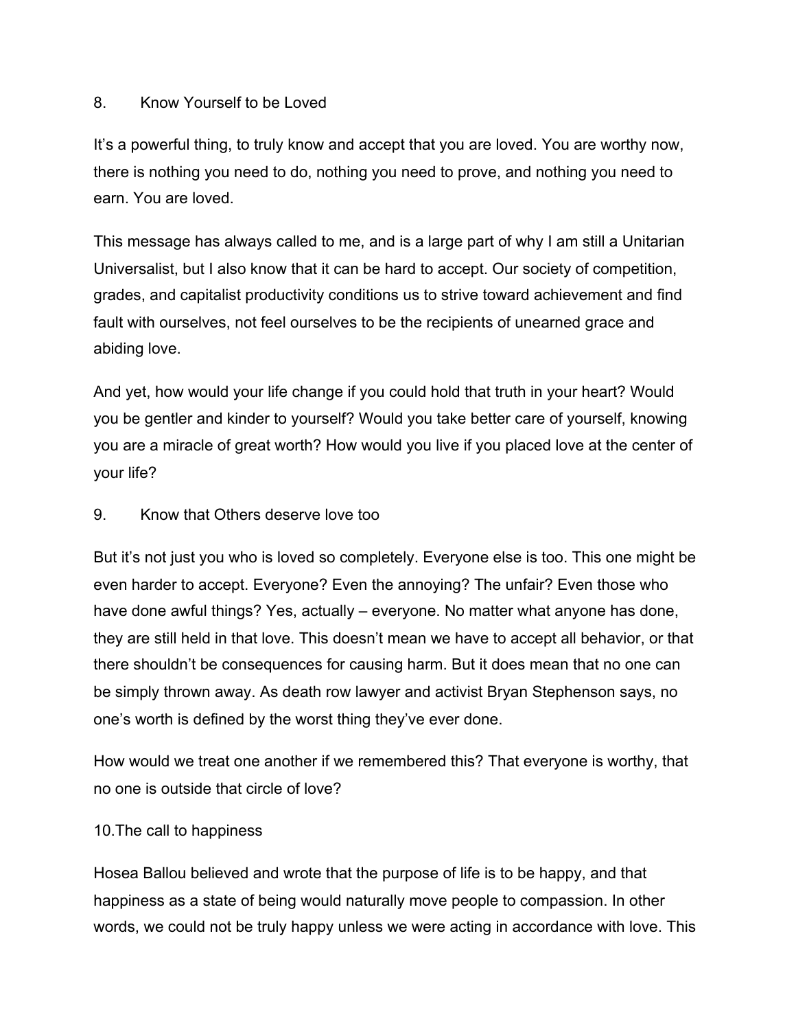8. Know Yourself to be Loved

It's a powerful thing, to truly know and accept that you are loved. You are worthy now, there is nothing you need to do, nothing you need to prove, and nothing you need to earn. You are loved.

This message has always called to me, and is a large part of why I am still a Unitarian Universalist, but I also know that it can be hard to accept. Our society of competition, grades, and capitalist productivity conditions us to strive toward achievement and find fault with ourselves, not feel ourselves to be the recipients of unearned grace and abiding love.

And yet, how would your life change if you could hold that truth in your heart? Would you be gentler and kinder to yourself? Would you take better care of yourself, knowing you are a miracle of great worth? How would you live if you placed love at the center of your life?

9. Know that Others deserve love too

But it's not just you who is loved so completely. Everyone else is too. This one might be even harder to accept. Everyone? Even the annoying? The unfair? Even those who have done awful things? Yes, actually – everyone. No matter what anyone has done, they are still held in that love. This doesn't mean we have to accept all behavior, or that there shouldn't be consequences for causing harm. But it does mean that no one can be simply thrown away. As death row lawyer and activist Bryan Stephenson says, no one's worth is defined by the worst thing they've ever done.

How would we treat one another if we remembered this? That everyone is worthy, that no one is outside that circle of love?

10.The call to happiness

Hosea Ballou believed and wrote that the purpose of life is to be happy, and that happiness as a state of being would naturally move people to compassion. In other words, we could not be truly happy unless we were acting in accordance with love. This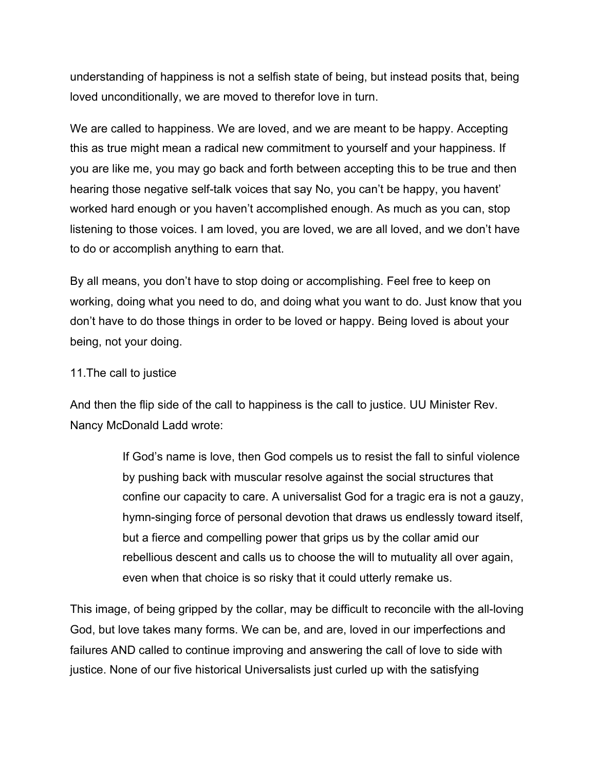understanding of happiness is not a selfish state of being, but instead posits that, being loved unconditionally, we are moved to therefor love in turn.

We are called to happiness. We are loved, and we are meant to be happy. Accepting this as true might mean a radical new commitment to yourself and your happiness. If you are like me, you may go back and forth between accepting this to be true and then hearing those negative self-talk voices that say No, you can't be happy, you havent' worked hard enough or you haven't accomplished enough. As much as you can, stop listening to those voices. I am loved, you are loved, we are all loved, and we don't have to do or accomplish anything to earn that.

By all means, you don't have to stop doing or accomplishing. Feel free to keep on working, doing what you need to do, and doing what you want to do. Just know that you don't have to do those things in order to be loved or happy. Being loved is about your being, not your doing.

11.The call to justice

And then the flip side of the call to happiness is the call to justice. UU Minister Rev. Nancy McDonald Ladd wrote:

> If God's name is love, then God compels us to resist the fall to sinful violence by pushing back with muscular resolve against the social structures that confine our capacity to care. A universalist God for a tragic era is not a gauzy, hymn-singing force of personal devotion that draws us endlessly toward itself, but a fierce and compelling power that grips us by the collar amid our rebellious descent and calls us to choose the will to mutuality all over again, even when that choice is so risky that it could utterly remake us.

This image, of being gripped by the collar, may be difficult to reconcile with the all-loving God, but love takes many forms. We can be, and are, loved in our imperfections and failures AND called to continue improving and answering the call of love to side with justice. None of our five historical Universalists just curled up with the satisfying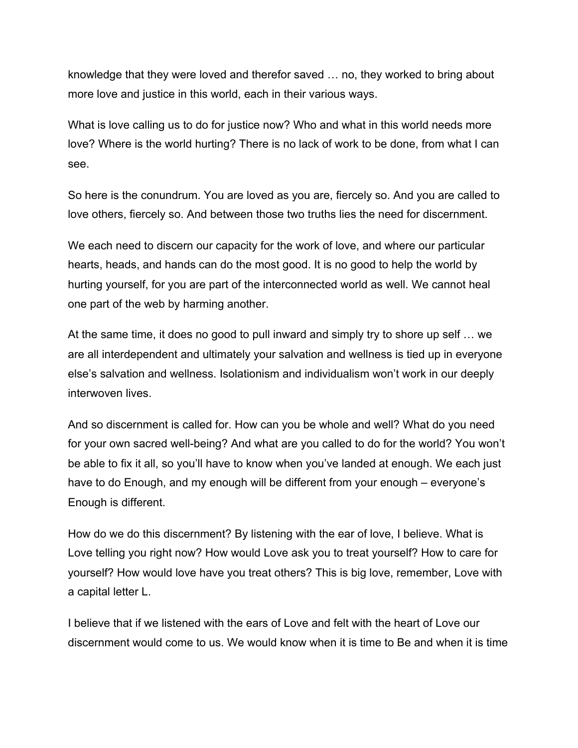knowledge that they were loved and therefor saved … no, they worked to bring about more love and justice in this world, each in their various ways.

What is love calling us to do for justice now? Who and what in this world needs more love? Where is the world hurting? There is no lack of work to be done, from what I can see.

So here is the conundrum. You are loved as you are, fiercely so. And you are called to love others, fiercely so. And between those two truths lies the need for discernment.

We each need to discern our capacity for the work of love, and where our particular hearts, heads, and hands can do the most good. It is no good to help the world by hurting yourself, for you are part of the interconnected world as well. We cannot heal one part of the web by harming another.

At the same time, it does no good to pull inward and simply try to shore up self … we are all interdependent and ultimately your salvation and wellness is tied up in everyone else's salvation and wellness. Isolationism and individualism won't work in our deeply interwoven lives.

And so discernment is called for. How can you be whole and well? What do you need for your own sacred well-being? And what are you called to do for the world? You won't be able to fix it all, so you'll have to know when you've landed at enough. We each just have to do Enough, and my enough will be different from your enough – everyone's Enough is different.

How do we do this discernment? By listening with the ear of love, I believe. What is Love telling you right now? How would Love ask you to treat yourself? How to care for yourself? How would love have you treat others? This is big love, remember, Love with a capital letter L.

I believe that if we listened with the ears of Love and felt with the heart of Love our discernment would come to us. We would know when it is time to Be and when it is time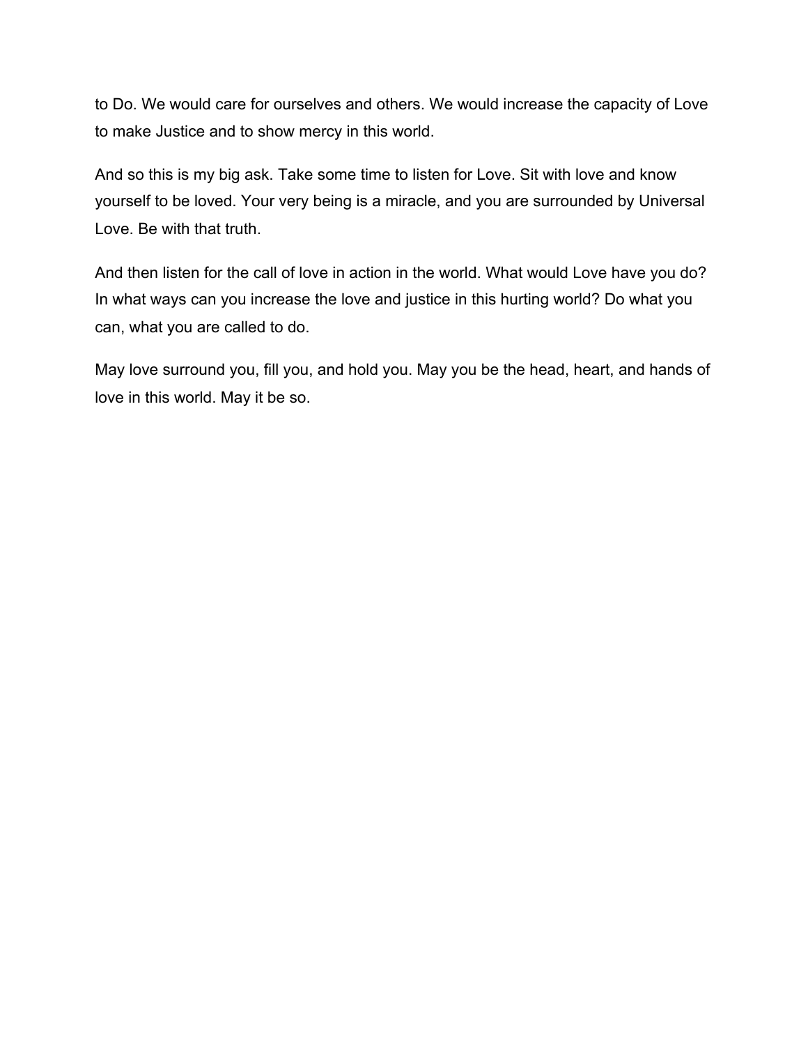to Do. We would care for ourselves and others. We would increase the capacity of Love to make Justice and to show mercy in this world.

And so this is my big ask. Take some time to listen for Love. Sit with love and know yourself to be loved. Your very being is a miracle, and you are surrounded by Universal Love. Be with that truth.

And then listen for the call of love in action in the world. What would Love have you do? In what ways can you increase the love and justice in this hurting world? Do what you can, what you are called to do.

May love surround you, fill you, and hold you. May you be the head, heart, and hands of love in this world. May it be so.